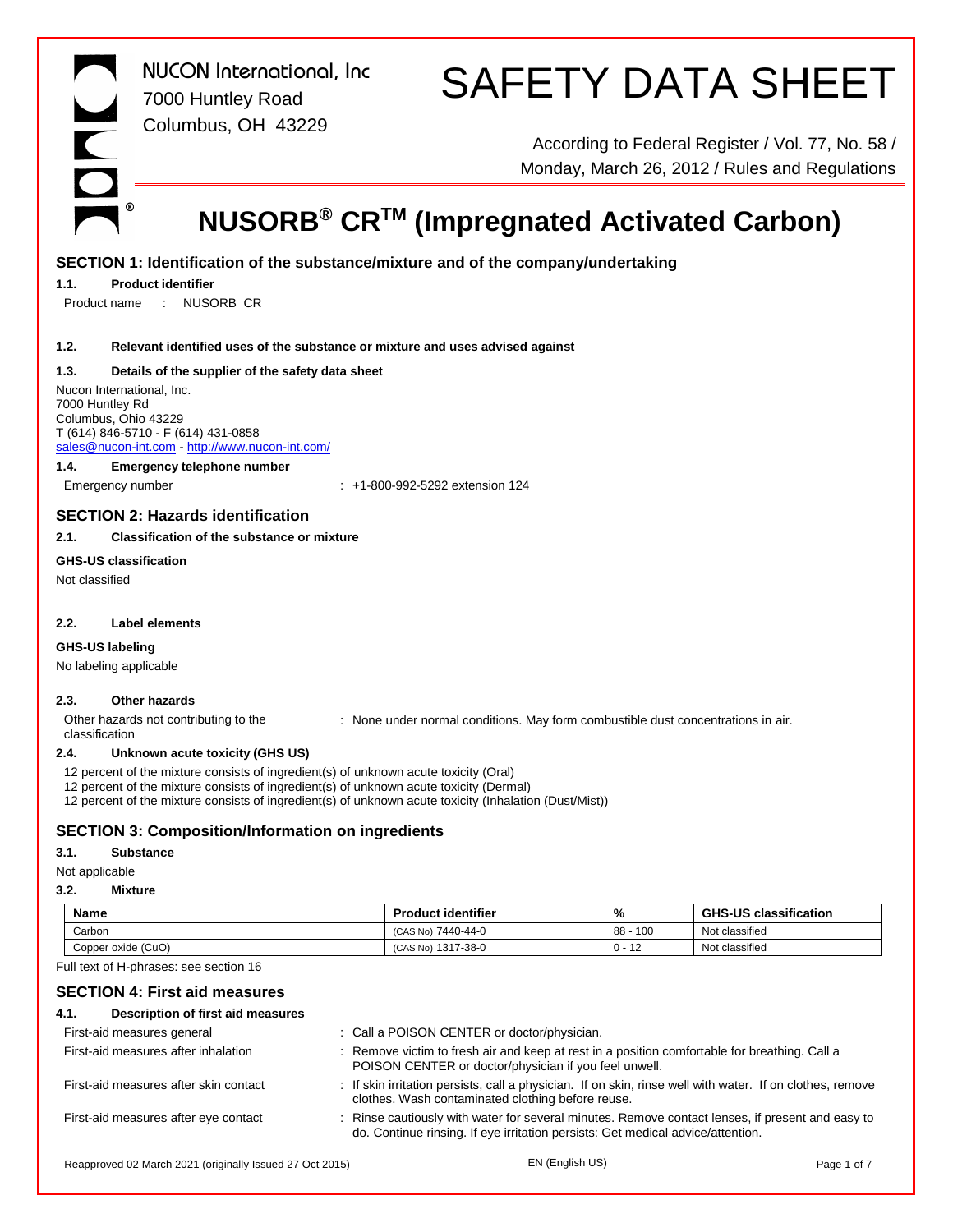NUCON International, Inc
7000 Huntley Road
Columbus, OH 43229

# SAFETY DATA SHEET

According to Federal Register / Vol. 77, No. 58 / Monday, March 26, 2012 / Rules and Regulations

# NUSORB® CR™ (Impregnated Activated Carbon)

## SECTION 1: Identification of the substance/mixture and of the company/undertaking

### 1.1. Product identifier

Product name : NUSORB CR

### 1.2. Relevant identified uses of the substance or mixture and uses advised against

### 1.3. Details of the supplier of the safety data sheet

Nucon International, Inc.
7000 Huntley Rd
Columbus, Ohio 43229
T (614) 846-5710 - F (614) 431-0858
sales@nucon-int.com - http://www.nucon-int.com/

### 1.4. Emergency telephone number

Emergency number : +1-800-992-5292 extension 124

## SECTION 2: Hazards identification

### 2.1. Classification of the substance or mixture

**GHS-US classification**

Not classified

### 2.2. Label elements

**GHS-US labeling**

No labeling applicable

### 2.3. Other hazards

Other hazards not contributing to the classification : None under normal conditions. May form combustible dust concentrations in air.

### 2.4. Unknown acute toxicity (GHS US)

12 percent of the mixture consists of ingredient(s) of unknown acute toxicity (Oral)
12 percent of the mixture consists of ingredient(s) of unknown acute toxicity (Dermal)
12 percent of the mixture consists of ingredient(s) of unknown acute toxicity (Inhalation (Dust/Mist))

## SECTION 3: Composition/Information on ingredients

### 3.1. Substance

Not applicable

### 3.2. Mixture

| Name | Product identifier | % | GHS-US classification |
|---|---|---|---|
| Carbon | (CAS No) 7440-44-0 | 88 - 100 | Not classified |
| Copper oxide (CuO) | (CAS No) 1317-38-0 | 0 - 12 | Not classified |

Full text of H-phrases: see section 16

## SECTION 4: First aid measures

### 4.1. Description of first aid measures

First-aid measures general : Call a POISON CENTER or doctor/physician.

First-aid measures after inhalation : Remove victim to fresh air and keep at rest in a position comfortable for breathing. Call a POISON CENTER or doctor/physician if you feel unwell.

First-aid measures after skin contact : If skin irritation persists, call a physician. If on skin, rinse well with water. If on clothes, remove clothes. Wash contaminated clothing before reuse.

First-aid measures after eye contact : Rinse cautiously with water for several minutes. Remove contact lenses, if present and easy to do. Continue rinsing. If eye irritation persists: Get medical advice/attention.

Reapproved 02 March 2021 (originally Issued 27 Oct 2015)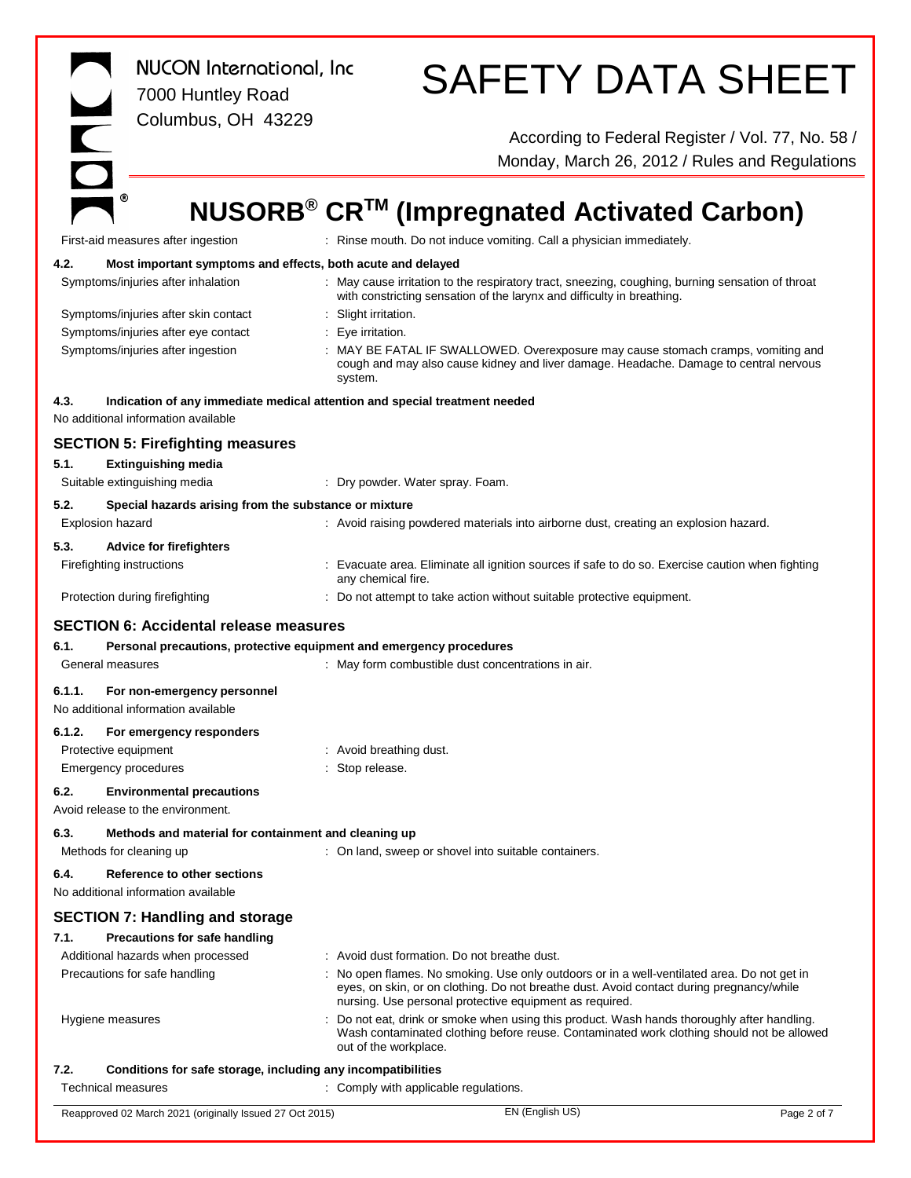| | |
|---|---|
| First-aid measures after ingestion | : Rinse mouth. Do not induce vomiting. Call a physician immediately. |

### 4.2. Most important symptoms and effects, both acute and delayed

| | |
|---|---|
| Symptoms/injuries after inhalation | : May cause irritation to the respiratory tract, sneezing, coughing, burning sensation of throat with constricting sensation of the larynx and difficulty in breathing. |
| Symptoms/injuries after skin contact | : Slight irritation. |
| Symptoms/injuries after eye contact | : Eye irritation. |
| Symptoms/injuries after ingestion | : MAY BE FATAL IF SWALLOWED. Overexposure may cause stomach cramps, vomiting and cough and may also cause kidney and liver damage. Headache. Damage to central nervous system. |

### 4.3. Indication of any immediate medical attention and special treatment needed

No additional information available

## SECTION 5: Firefighting measures

### 5.1. Extinguishing media

| | |
|---|---|
| Suitable extinguishing media | : Dry powder. Water spray. Foam. |

### 5.2. Special hazards arising from the substance or mixture

| | |
|---|---|
| Explosion hazard | : Avoid raising powdered materials into airborne dust, creating an explosion hazard. |

### 5.3. Advice for firefighters

| | |
|---|---|
| Firefighting instructions | : Evacuate area. Eliminate all ignition sources if safe to do so. Exercise caution when fighting any chemical fire. |
| Protection during firefighting | : Do not attempt to take action without suitable protective equipment. |

## SECTION 6: Accidental release measures

### 6.1. Personal precautions, protective equipment and emergency procedures

| | |
|---|---|
| General measures | : May form combustible dust concentrations in air. |

#### 6.1.1. For non-emergency personnel

No additional information available

#### 6.1.2. For emergency responders

| | |
|---|---|
| Protective equipment | : Avoid breathing dust. |
| Emergency procedures | : Stop release. |

### 6.2. Environmental precautions

Avoid release to the environment.

### 6.3. Methods and material for containment and cleaning up

| | |
|---|---|
| Methods for cleaning up | : On land, sweep or shovel into suitable containers. |

### 6.4. Reference to other sections

No additional information available

## SECTION 7: Handling and storage

### 7.1. Precautions for safe handling

| | |
|---|---|
| Additional hazards when processed | : Avoid dust formation. Do not breathe dust. |
| Precautions for safe handling | : No open flames. No smoking. Use only outdoors or in a well-ventilated area. Do not get in eyes, on skin, or on clothing. Do not breathe dust. Avoid contact during pregnancy/while nursing. Use personal protective equipment as required. |
| Hygiene measures | : Do not eat, drink or smoke when using this product. Wash hands thoroughly after handling. Wash contaminated clothing before reuse. Contaminated work clothing should not be allowed out of the workplace. |

### 7.2. Conditions for safe storage, including any incompatibilities

| | |
|---|---|
| Technical measures | : Comply with applicable regulations. |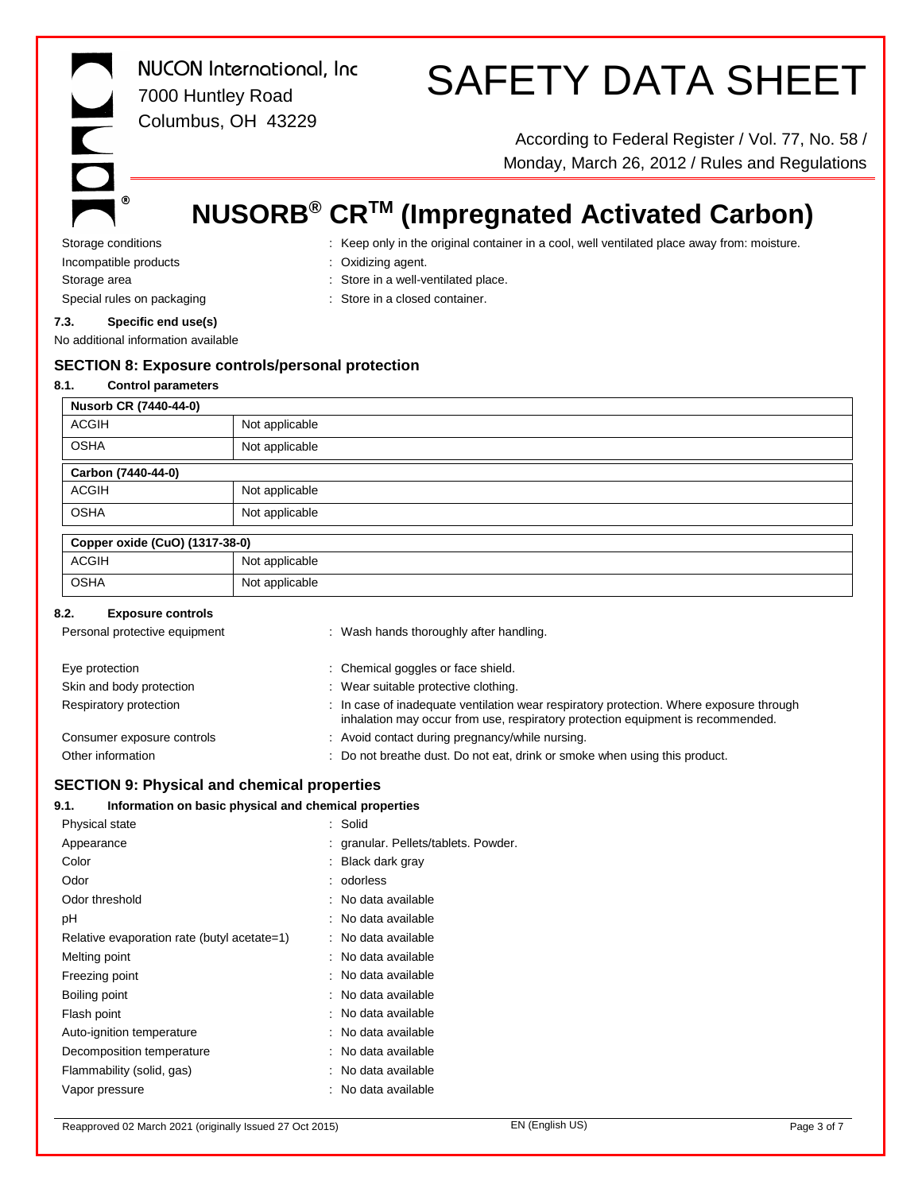| | |
|---|---|
| Storage conditions | : Keep only in the original container in a cool, well ventilated place away from: moisture. |
| Incompatible products | : Oxidizing agent. |
| Storage area | : Store in a well-ventilated place. |
| Special rules on packaging | : Store in a closed container. |

**7.3. Specific end use(s)**

No additional information available

## SECTION 8: Exposure controls/personal protection

**8.1. Control parameters**

| Nusorb CR (7440-44-0) | |
|---|---|
| ACGIH | Not applicable |
| OSHA | Not applicable |

| Carbon (7440-44-0) | |
|---|---|
| ACGIH | Not applicable |
| OSHA | Not applicable |

| Copper oxide (CuO) (1317-38-0) | |
|---|---|
| ACGIH | Not applicable |
| OSHA | Not applicable |

**8.2. Exposure controls**

| | |
|---|---|
| Personal protective equipment | : Wash hands thoroughly after handling. |
| Eye protection | : Chemical goggles or face shield. |
| Skin and body protection | : Wear suitable protective clothing. |
| Respiratory protection | : In case of inadequate ventilation wear respiratory protection. Where exposure through inhalation may occur from use, respiratory protection equipment is recommended. |
| Consumer exposure controls | : Avoid contact during pregnancy/while nursing. |
| Other information | : Do not breathe dust. Do not eat, drink or smoke when using this product. |

## SECTION 9: Physical and chemical properties

**9.1. Information on basic physical and chemical properties**

| | |
|---|---|
| Physical state | : Solid |
| Appearance | : granular. Pellets/tablets. Powder. |
| Color | : Black dark gray |
| Odor | : odorless |
| Odor threshold | : No data available |
| pH | : No data available |
| Relative evaporation rate (butyl acetate=1) | : No data available |
| Melting point | : No data available |
| Freezing point | : No data available |
| Boiling point | : No data available |
| Flash point | : No data available |
| Auto-ignition temperature | : No data available |
| Decomposition temperature | : No data available |
| Flammability (solid, gas) | : No data available |
| Vapor pressure | : No data available |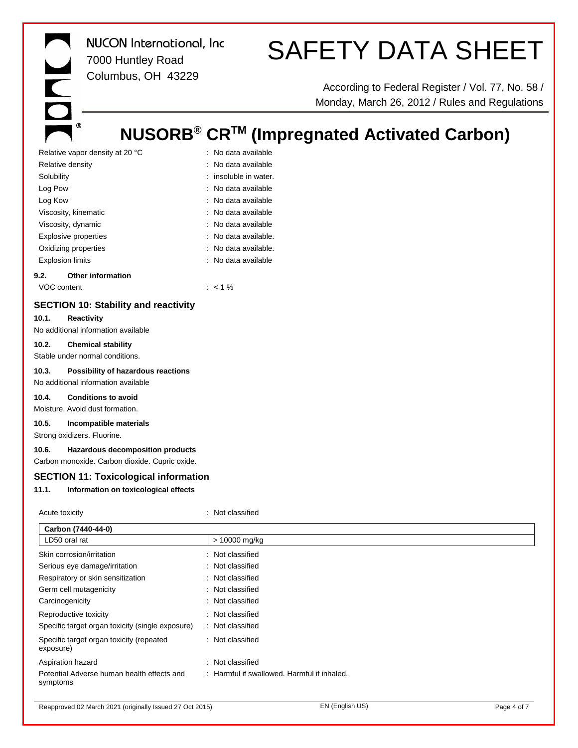| | |
|---|---|
| Relative vapor density at 20 °C | : No data available |
| Relative density | : No data available |
| Solubility | : insoluble in water. |
| Log Pow | : No data available |
| Log Kow | : No data available |
| Viscosity, kinematic | : No data available |
| Viscosity, dynamic | : No data available |
| Explosive properties | : No data available. |
| Oxidizing properties | : No data available. |
| Explosion limits | : No data available |

**9.2. Other information**

| | |
|---|---|
| VOC content | : < 1 % |

## SECTION 10: Stability and reactivity

**10.1. Reactivity**

No additional information available

**10.2. Chemical stability**

Stable under normal conditions.

**10.3. Possibility of hazardous reactions**

No additional information available

**10.4. Conditions to avoid**

Moisture. Avoid dust formation.

**10.5. Incompatible materials**

Strong oxidizers. Fluorine.

**10.6. Hazardous decomposition products**

Carbon monoxide. Carbon dioxide. Cupric oxide.

## SECTION 11: Toxicological information

**11.1. Information on toxicological effects**

Acute toxicity : Not classified

| Carbon (7440-44-0) | |
|---|---|
| LD50 oral rat | > 10000 mg/kg |

| | |
|---|---|
| Skin corrosion/irritation | : Not classified |
| Serious eye damage/irritation | : Not classified |
| Respiratory or skin sensitization | : Not classified |
| Germ cell mutagenicity | : Not classified |
| Carcinogenicity | : Not classified |
| Reproductive toxicity | : Not classified |
| Specific target organ toxicity (single exposure) | : Not classified |
| Specific target organ toxicity (repeated exposure) | : Not classified |
| Aspiration hazard | : Not classified |
| Potential Adverse human health effects and symptoms | : Harmful if swallowed. Harmful if inhaled. |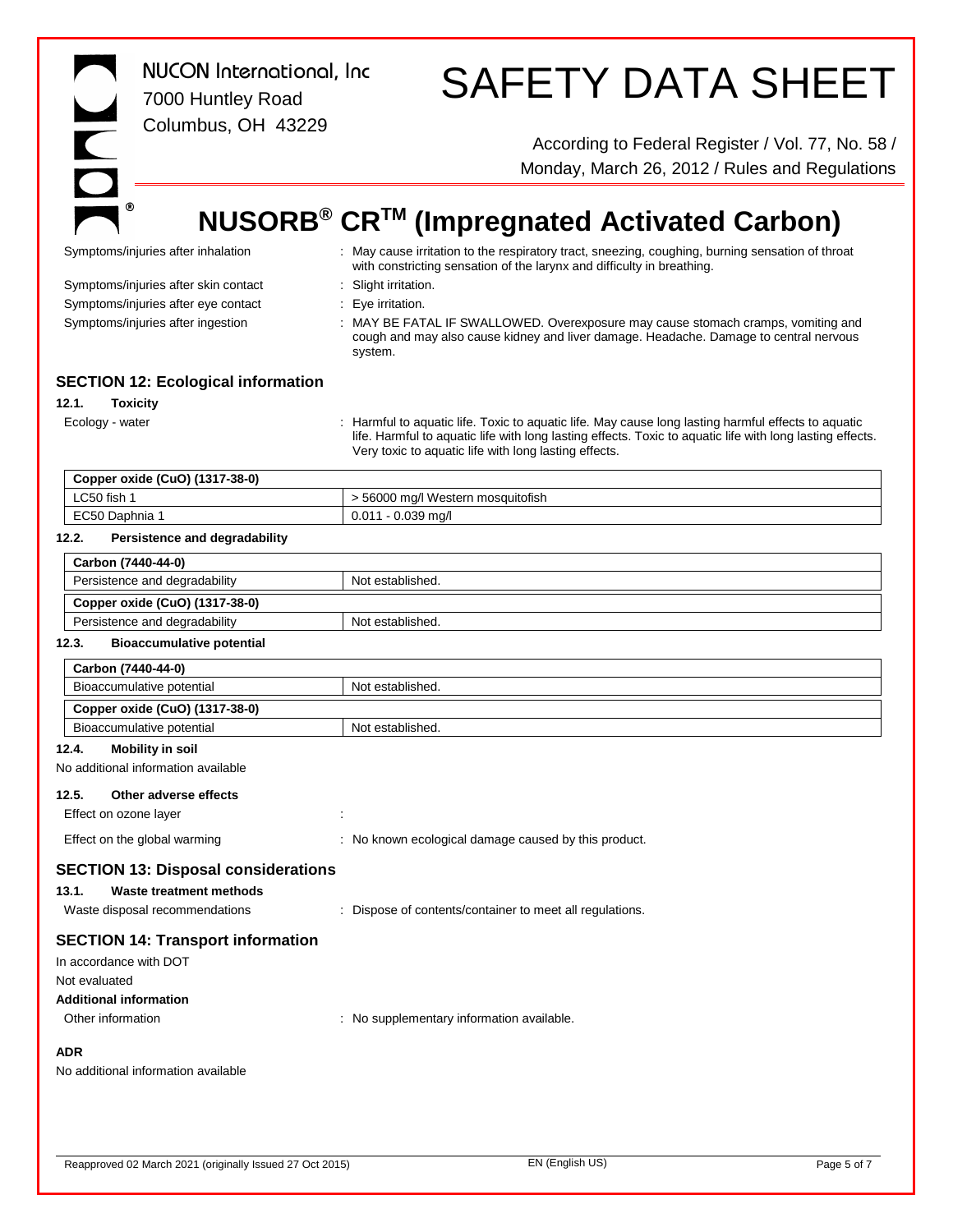Symptoms/injuries after inhalation : May cause irritation to the respiratory tract, sneezing, coughing, burning sensation of throat with constricting sensation of the larynx and difficulty in breathing.

Symptoms/injuries after skin contact : Slight irritation.

Symptoms/injuries after eye contact : Eye irritation.

Symptoms/injuries after ingestion : MAY BE FATAL IF SWALLOWED. Overexposure may cause stomach cramps, vomiting and cough and may also cause kidney and liver damage. Headache. Damage to central nervous system.

## SECTION 12: Ecological information

### 12.1. Toxicity

Ecology - water : Harmful to aquatic life. Toxic to aquatic life. May cause long lasting harmful effects to aquatic life. Harmful to aquatic life with long lasting effects. Toxic to aquatic life with long lasting effects. Very toxic to aquatic life with long lasting effects.

| Copper oxide (CuO) (1317-38-0) | |
|---|---|
| LC50 fish 1 | > 56000 mg/l Western mosquitofish |
| EC50 Daphnia 1 | 0.011 - 0.039 mg/l |

### 12.2. Persistence and degradability

| Carbon (7440-44-0) | |
|---|---|
| Persistence and degradability | Not established. |
| **Copper oxide (CuO) (1317-38-0)** | |
| Persistence and degradability | Not established. |

### 12.3. Bioaccumulative potential

| Carbon (7440-44-0) | |
|---|---|
| Bioaccumulative potential | Not established. |
| **Copper oxide (CuO) (1317-38-0)** | |
| Bioaccumulative potential | Not established. |

### 12.4. Mobility in soil

No additional information available

### 12.5. Other adverse effects

Effect on ozone layer :

Effect on the global warming : No known ecological damage caused by this product.

## SECTION 13: Disposal considerations

### 13.1. Waste treatment methods

Waste disposal recommendations : Dispose of contents/container to meet all regulations.

## SECTION 14: Transport information

In accordance with DOT

Not evaluated

**Additional information**

Other information : No supplementary information available.

**ADR**

No additional information available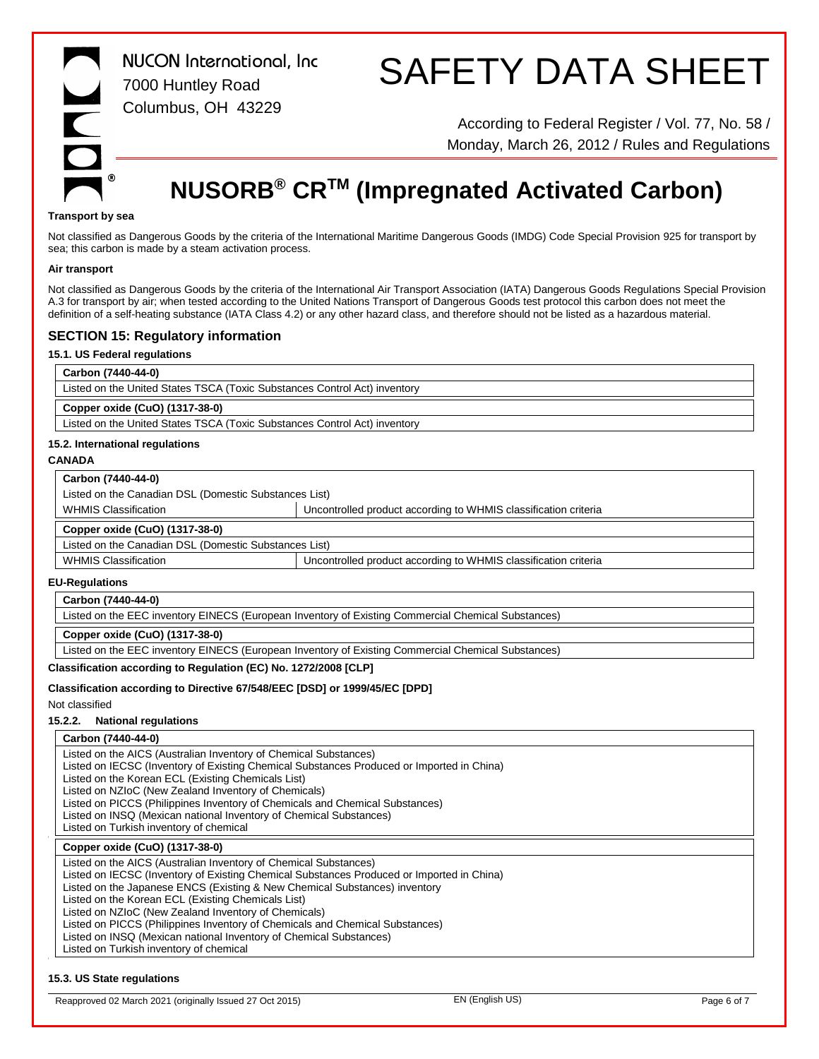**Transport by sea**

Not classified as Dangerous Goods by the criteria of the International Maritime Dangerous Goods (IMDG) Code Special Provision 925 for transport by sea; this carbon is made by a steam activation process.

**Air transport**

Not classified as Dangerous Goods by the criteria of the International Air Transport Association (IATA) Dangerous Goods Regulations Special Provision A.3 for transport by air; when tested according to the United Nations Transport of Dangerous Goods test protocol this carbon does not meet the definition of a self-heating substance (IATA Class 4.2) or any other hazard class, and therefore should not be listed as a hazardous material.

## SECTION 15: Regulatory information

### 15.1. US Federal regulations

| **Carbon (7440-44-0)** |
|---|
| Listed on the United States TSCA (Toxic Substances Control Act) inventory |

| **Copper oxide (CuO) (1317-38-0)** |
|---|
| Listed on the United States TSCA (Toxic Substances Control Act) inventory |

### 15.2. International regulations

**CANADA**

| **Carbon (7440-44-0)** | |
|---|---|
| Listed on the Canadian DSL (Domestic Substances List) | |
| WHMIS Classification | Uncontrolled product according to WHMIS classification criteria |

| **Copper oxide (CuO) (1317-38-0)** | |
|---|---|
| Listed on the Canadian DSL (Domestic Substances List) | |
| WHMIS Classification | Uncontrolled product according to WHMIS classification criteria |

**EU-Regulations**

| **Carbon (7440-44-0)** |
|---|
| Listed on the EEC inventory EINECS (European Inventory of Existing Commercial Chemical Substances) |

| **Copper oxide (CuO) (1317-38-0)** |
|---|
| Listed on the EEC inventory EINECS (European Inventory of Existing Commercial Chemical Substances) |

**Classification according to Regulation (EC) No. 1272/2008 [CLP]**

**Classification according to Directive 67/548/EEC [DSD] or 1999/45/EC [DPD]**

Not classified

#### 15.2.2. National regulations

| **Carbon (7440-44-0)** |
|---|
| Listed on the AICS (Australian Inventory of Chemical Substances)<br>Listed on IECSC (Inventory of Existing Chemical Substances Produced or Imported in China)<br>Listed on the Korean ECL (Existing Chemicals List)<br>Listed on NZIoC (New Zealand Inventory of Chemicals)<br>Listed on PICCS (Philippines Inventory of Chemicals and Chemical Substances)<br>Listed on INSQ (Mexican national Inventory of Chemical Substances)<br>Listed on Turkish inventory of chemical |

| **Copper oxide (CuO) (1317-38-0)** |
|---|
| Listed on the AICS (Australian Inventory of Chemical Substances)<br>Listed on IECSC (Inventory of Existing Chemical Substances Produced or Imported in China)<br>Listed on the Japanese ENCS (Existing & New Chemical Substances) inventory<br>Listed on the Korean ECL (Existing Chemicals List)<br>Listed on NZIoC (New Zealand Inventory of Chemicals)<br>Listed on PICCS (Philippines Inventory of Chemicals and Chemical Substances)<br>Listed on INSQ (Mexican national Inventory of Chemical Substances)<br>Listed on Turkish inventory of chemical |

### 15.3. US State regulations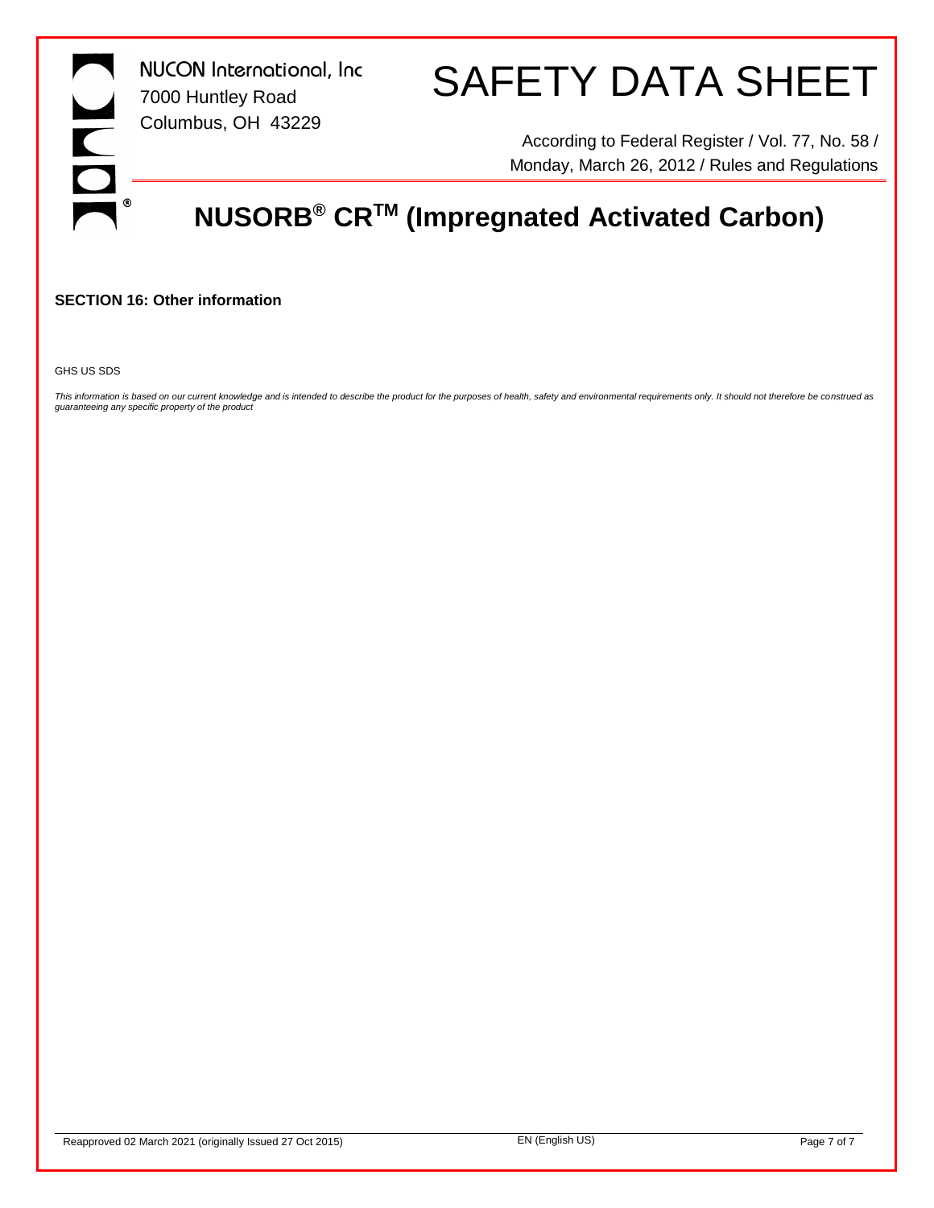## SECTION 16: Other information

GHS US SDS

*This information is based on our current knowledge and is intended to describe the product for the purposes of health, safety and environmental requirements only. It should not therefore be construed as guaranteeing any specific property of the product*